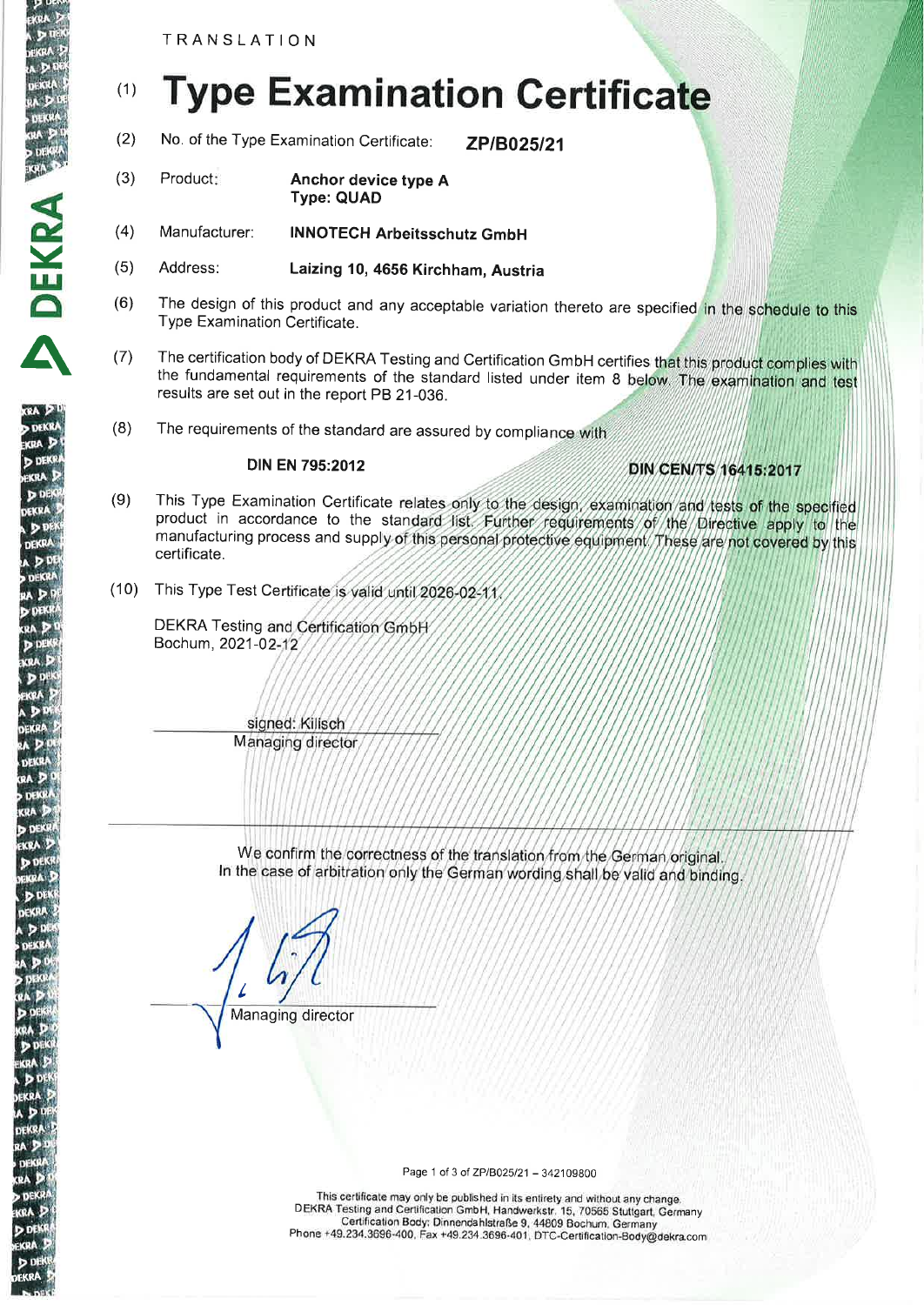TRANSLATION

# (1) Type Examination Certificate

(2) No. of the Type Examination Certificate: **ZP/B025/21**

(3) Product: **Anchor device type A**
**Type: QUAD**

(4) Manufacturer: **INNOTECH Arbeitsschutz GmbH**

(5) Address: **Laizing 10, 4656 Kirchham, Austria**

(6) The design of this product and any acceptable variation thereto are specified in the schedule to this Type Examination Certificate.

(7) The certification body of DEKRA Testing and Certification GmbH certifies that this product complies with the fundamental requirements of the standard listed under item 8 below. The examination and test results are set out in the report PB 21-036.

(8) The requirements of the standard are assured by compliance with

**DIN EN 795:2012** **DIN CEN/TS 16415:2017**

(9) This Type Examination Certificate relates only to the design, examination and tests of the specified product in accordance to the standard list. Further requirements of the Directive apply to the manufacturing process and supply of this personal protective equipment. These are not covered by this certificate.

(10) This Type Test Certificate is valid until 2026-02-11.

DEKRA Testing and Certification GmbH
Bochum, 2021-02-12

signed: Kilisch
Managing director

---

We confirm the correctness of the translation from the German original.
In the case of arbitration only the German wording shall be valid and binding.

Managing director

Page 1 of 3 of ZP/B025/21 – 342109800

This certificate may only be published in its entirety and without any change.
DEKRA Testing and Certification GmbH, Handwerkstr. 15, 70565 Stuttgart, Germany
Certification Body: Dinnendahlstraße 9, 44809 Bochum, Germany
Phone +49.234.3696-400, Fax +49.234.3696-401, DTC-Certification-Body@dekra.com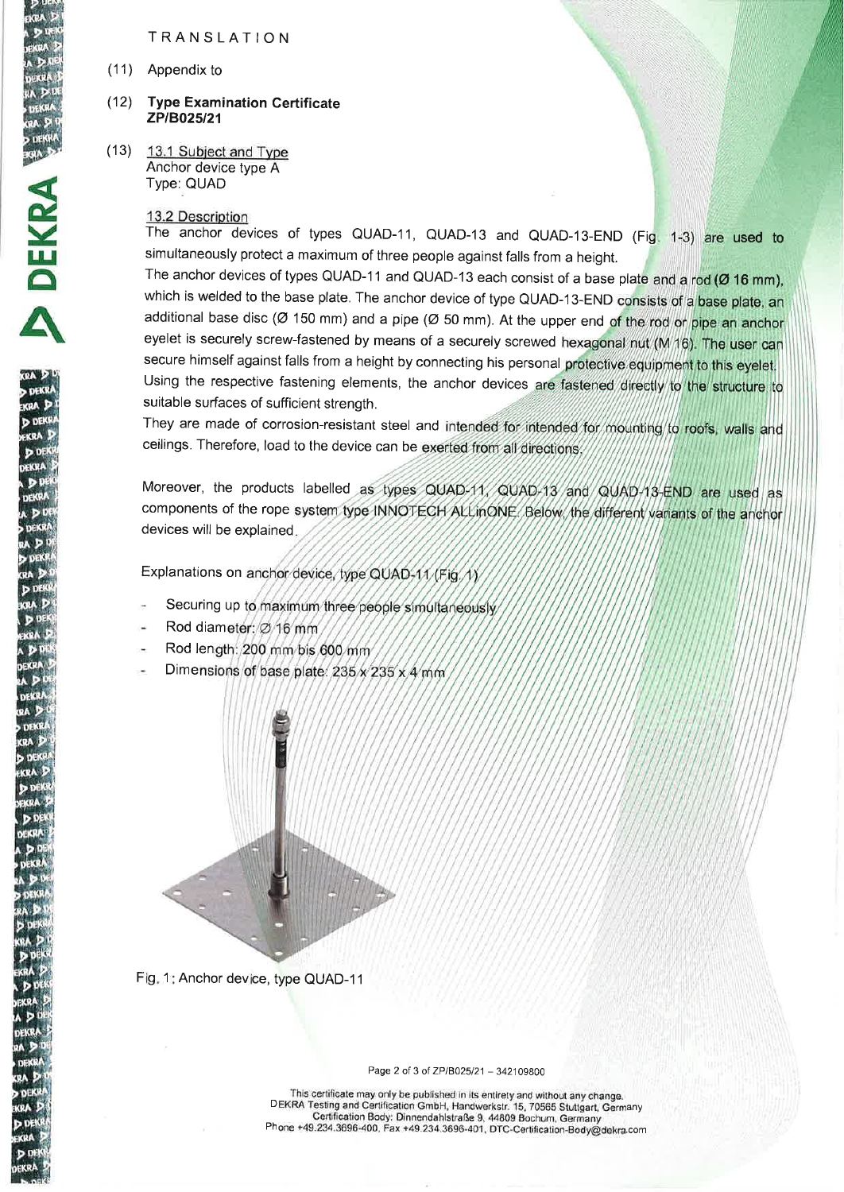TRANSLATION

(11) Appendix to

(12) **Type Examination Certificate ZP/B025/21**

(13) 13.1 Subject and Type
Anchor device type A
Type: QUAD

13.2 Description
The anchor devices of types QUAD-11, QUAD-13 and QUAD-13-END (Fig. 1-3) are used to simultaneously protect a maximum of three people against falls from a height.
The anchor devices of types QUAD-11 and QUAD-13 each consist of a base plate and a rod (Ø 16 mm), which is welded to the base plate. The anchor device of type QUAD-13-END consists of a base plate, an additional base disc (Ø 150 mm) and a pipe (Ø 50 mm). At the upper end of the rod or pipe an anchor eyelet is securely screw-fastened by means of a securely screwed hexagonal nut (M 16). The user can secure himself against falls from a height by connecting his personal protective equipment to this eyelet. Using the respective fastening elements, the anchor devices are fastened directly to the structure to suitable surfaces of sufficient strength.
They are made of corrosion-resistant steel and intended for intended for mounting to roofs, walls and ceilings. Therefore, load to the device can be exerted from all directions.

Moreover, the products labelled as types QUAD-11, QUAD-13 and QUAD-13-END are used as components of the rope system type INNOTECH ALLinONE. Below, the different variants of the anchor devices will be explained.

Explanations on anchor device, type QUAD-11 (Fig. 1)

- Securing up to maximum three people simultaneously
- Rod diameter: Ø 16 mm
- Rod length: 200 mm bis 600 mm
- Dimensions of base plate: 235 x 235 x 4 mm

Fig. 1: Anchor device, type QUAD-11

This certificate may only be published in its entirety and without any change.
DEKRA Testing and Certification GmbH, Handwerkstr. 15, 70565 Stuttgart, Germany
Certification Body: Dinnendahlstraße 9, 44809 Bochum, Germany
Phone +49.234.3696-400, Fax +49.234.3696-401, DTC-Certification-Body@dekra.com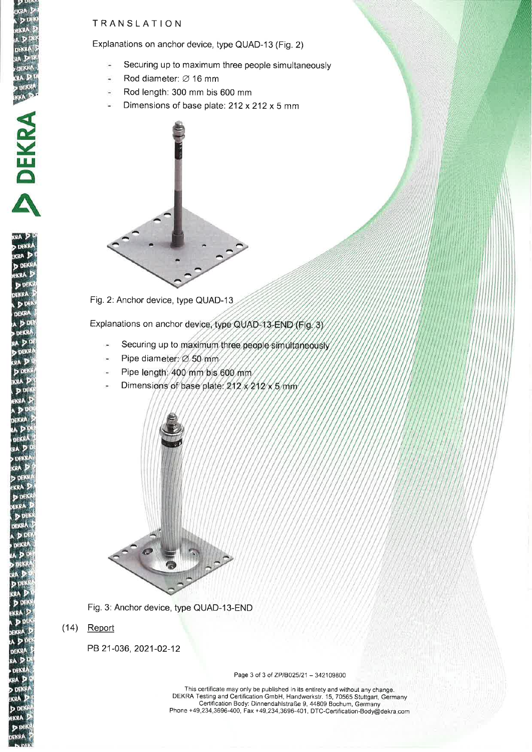TRANSLATION

Explanations on anchor device, type QUAD-13 (Fig. 2)

- Securing up to maximum three people simultaneously
- Rod diameter: ∅ 16 mm
- Rod length: 300 mm bis 600 mm
- Dimensions of base plate: 212 x 212 x 5 mm

Fig. 2: Anchor device, type QUAD-13

Explanations on anchor device, type QUAD-13-END (Fig. 3)

- Securing up to maximum three people simultaneously
- Pipe diameter: ∅ 50 mm
- Pipe length: 400 mm bis 600 mm
- Dimensions of base plate: 212 x 212 x 5 mm

Fig. 3: Anchor device, type QUAD-13-END

(14) Report

PB 21-036, 2021-02-12

Page 3 of 3 of ZP/B025/21 – 342109800

This certificate may only be published in its entirety and without any change.
DEKRA Testing and Certification GmbH, Handwerkstr. 15, 70565 Stuttgart, Germany
Certification Body: Dinnendahlstraße 9, 44809 Bochum, Germany
Phone +49.234.3696-400, Fax +49.234.3696-401, DTC-Certification-Body@dekra.com